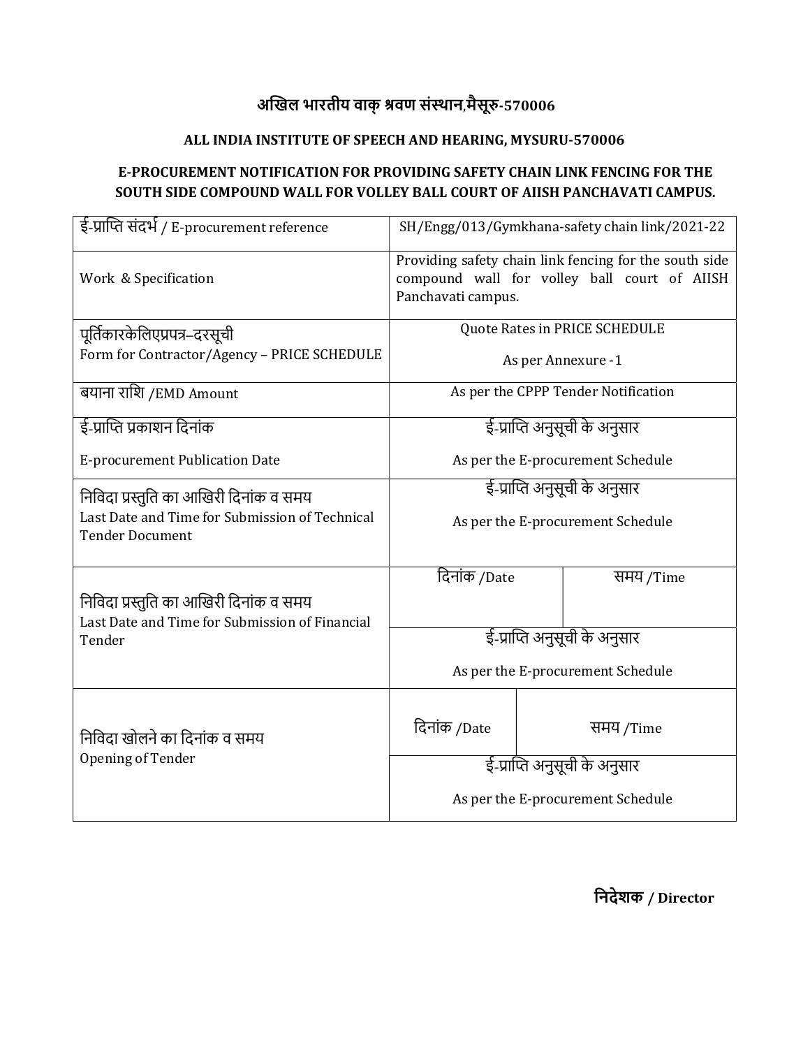# अखिल भारतीय वाक् श्रवण संस्थान,मैसूरु-570006

## ALL INDIA INSTITUTE OF SPEECH AND HEARING, MYSURU-570006

### E-PROCUREMENT NOTIFICATION FOR PROVIDING SAFETY CHAIN LINK FENCING FOR THE SOUTH SIDE COMPOUND WALL FOR VOLLEY BALL COURT OF AIISH PANCHAVATI CAMPUS.

| | | |
|---|---|---|
| ई-प्राप्ति संदर्भ / E-procurement reference | SH/Engg/013/Gymkhana-safety chain link/2021-22 | |
| Work & Specification | Providing safety chain link fencing for the south side compound wall for volley ball court of AIISH Panchavati campus. | |
| पूर्तिकारकेलिएप्रपत्र–दरसूची<br>Form for Contractor/Agency – PRICE SCHEDULE | Quote Rates in PRICE SCHEDULE<br>As per Annexure -1 | |
| बयाना राशि /EMD Amount | As per the CPPP Tender Notification | |
| ई-प्राप्ति प्रकाशन दिनांक<br>E-procurement Publication Date | ई-प्राप्ति अनुसूची के अनुसार<br>As per the E-procurement Schedule | |
| निविदा प्रस्तुति का आखिरी दिनांक व समय<br>Last Date and Time for Submission of Technical Tender Document | ई-प्राप्ति अनुसूची के अनुसार<br>As per the E-procurement Schedule | |
| निविदा प्रस्तुति का आखिरी दिनांक व समय<br>Last Date and Time for Submission of Financial Tender | दिनांक /Date | समय /Time |
| | ई-प्राप्ति अनुसूची के अनुसार<br>As per the E-procurement Schedule | |
| निविदा खोलने का दिनांक व समय<br>Opening of Tender | दिनांक /Date | समय /Time |
| | ई-प्राप्ति अनुसूची के अनुसार<br>As per the E-procurement Schedule | |

**निदेशक / Director**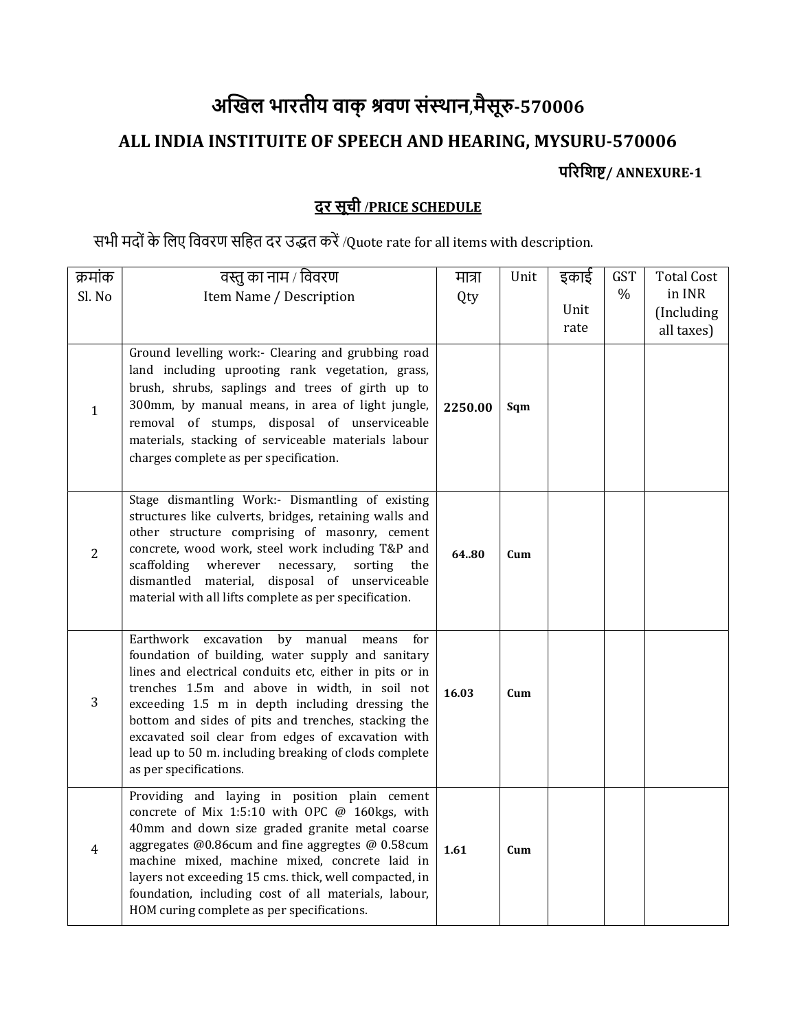# अखिल भारतीय वाक् श्रवण संस्थान,मैसूरु-570006

## ALL INDIA INSTITUITE OF SPEECH AND HEARING, MYSURU-570006

**परिशिष्ट/ ANNEXURE-1**

### <u>दर सूची</u> /PRICE SCHEDULE

सभी मदों के लिए विवरण सहित दर उद्धत करें /Quote rate for all items with description.

| क्रमांक Sl. No | वस्तु का नाम / विवरण Item Name / Description | मात्रा Qty | Unit | इकाई Unit rate | GST % | Total Cost in INR (Including all taxes) |
|---|---|---|---|---|---|---|
| 1 | Ground levelling work:- Clearing and grubbing road land including uprooting rank vegetation, grass, brush, shrubs, saplings and trees of girth up to 300mm, by manual means, in area of light jungle, removal of stumps, disposal of unserviceable materials, stacking of serviceable materials labour charges complete as per specification. | **2250.00** | **Sqm** | | | |
| 2 | Stage dismantling Work:- Dismantling of existing structures like culverts, bridges, retaining walls and other structure comprising of masonry, cement concrete, wood work, steel work including T&P and scaffolding wherever necessary, sorting the dismantled material, disposal of unserviceable material with all lifts complete as per specification. | **64..80** | **Cum** | | | |
| 3 | Earthwork excavation by manual means for foundation of building, water supply and sanitary lines and electrical conduits etc, either in pits or in trenches 1.5m and above in width, in soil not exceeding 1.5 m in depth including dressing the bottom and sides of pits and trenches, stacking the excavated soil clear from edges of excavation with lead up to 50 m. including breaking of clods complete as per specifications. | **16.03** | **Cum** | | | |
| 4 | Providing and laying in position plain cement concrete of Mix 1:5:10 with OPC @ 160kgs, with 40mm and down size graded granite metal coarse aggregates @0.86cum and fine aggregtes @ 0.58cum machine mixed, machine mixed, concrete laid in layers not exceeding 15 cms. thick, well compacted, in foundation, including cost of all materials, labour, HOM curing complete as per specifications. | **1.61** | **Cum** | | | |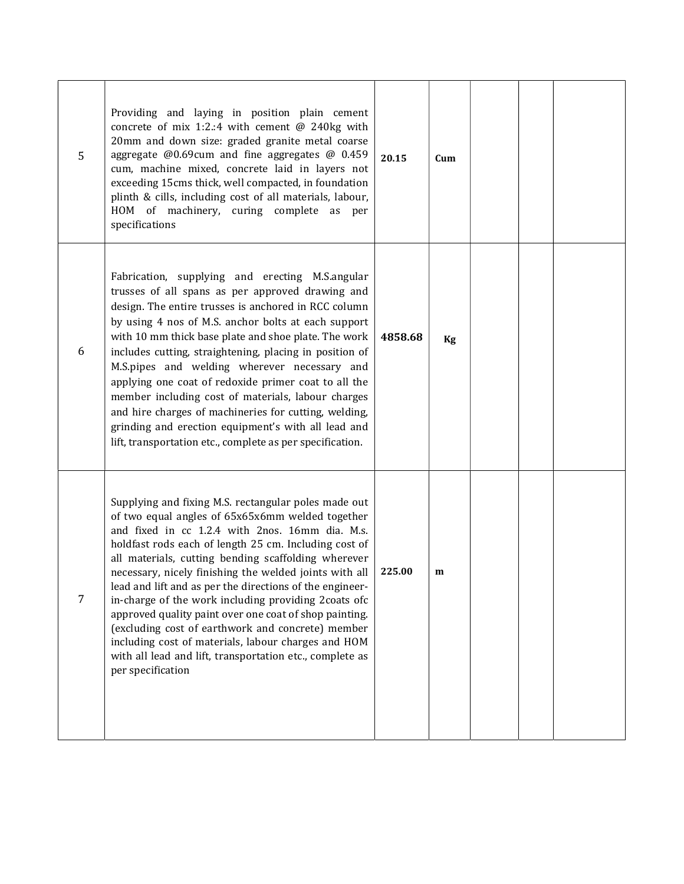| | | | | | | |
|---|---|---|---|---|---|---|
| 5 | Providing and laying in position plain cement concrete of mix 1:2.:4 with cement @ 240kg with 20mm and down size: graded granite metal coarse aggregate @0.69cum and fine aggregates @ 0.459 cum, machine mixed, concrete laid in layers not exceeding 15cms thick, well compacted, in foundation plinth & cills, including cost of all materials, labour, HOM of machinery, curing complete as per specifications | **20.15** | **Cum** | | | |
| 6 | Fabrication, supplying and erecting M.S.angular trusses of all spans as per approved drawing and design. The entire trusses is anchored in RCC column by using 4 nos of M.S. anchor bolts at each support with 10 mm thick base plate and shoe plate. The work includes cutting, straightening, placing in position of M.S.pipes and welding wherever necessary and applying one coat of redoxide primer coat to all the member including cost of materials, labour charges and hire charges of machineries for cutting, welding, grinding and erection equipment's with all lead and lift, transportation etc., complete as per specification. | **4858.68** | **Kg** | | | |
| 7 | Supplying and fixing M.S. rectangular poles made out of two equal angles of 65x65x6mm welded together and fixed in cc 1.2.4 with 2nos. 16mm dia. M.s. holdfast rods each of length 25 cm. Including cost of all materials, cutting bending scaffolding wherever necessary, nicely finishing the welded joints with all lead and lift and as per the directions of the engineer-in-charge of the work including providing 2coats ofc approved quality paint over one coat of shop painting. (excluding cost of earthwork and concrete) member including cost of materials, labour charges and HOM with all lead and lift, transportation etc., complete as per specification | **225.00** | **m** | | | |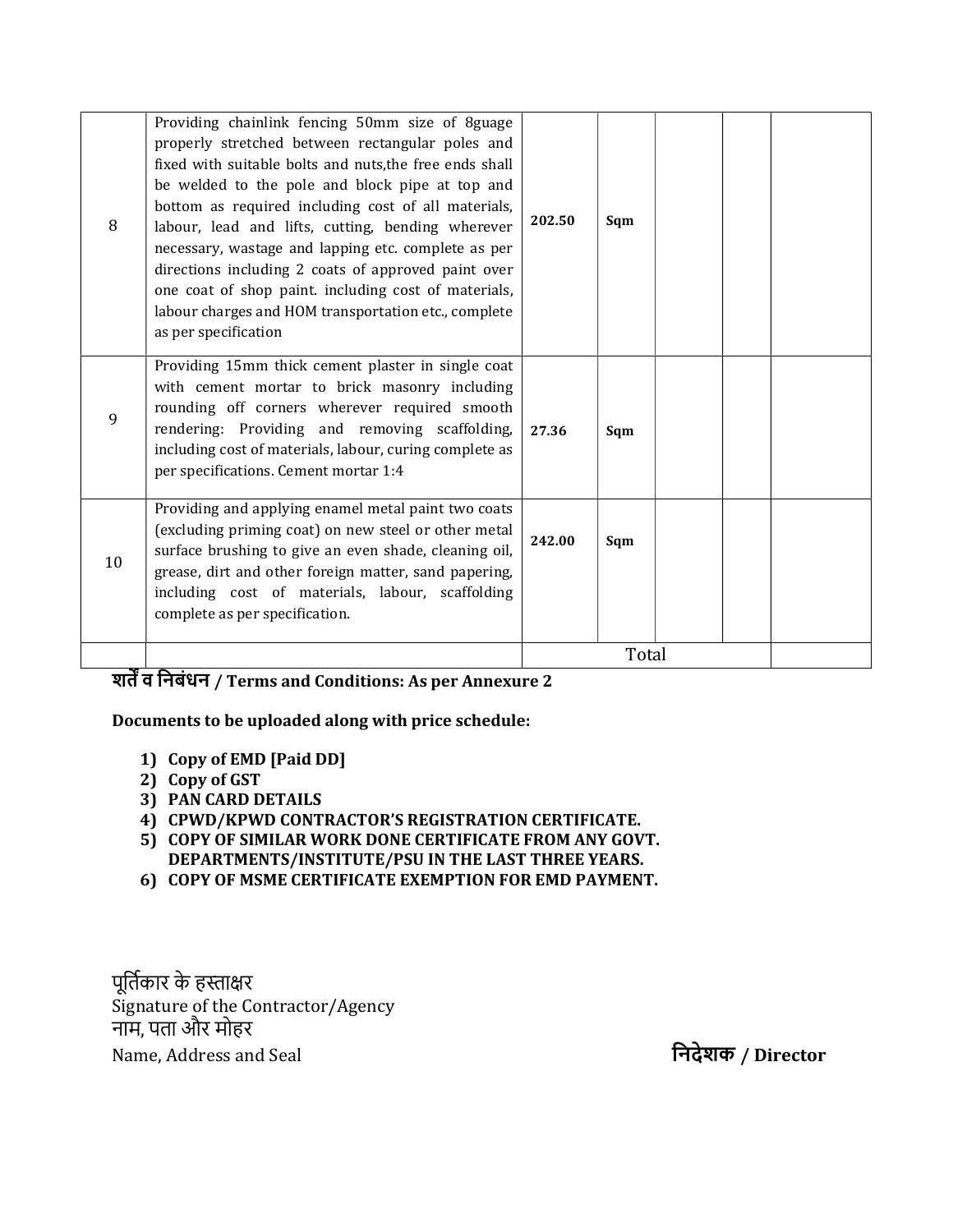| 8 | Providing chainlink fencing 50mm size of 8guage properly stretched between rectangular poles and fixed with suitable bolts and nuts,the free ends shall be welded to the pole and block pipe at top and bottom as required including cost of all materials, labour, lead and lifts, cutting, bending wherever necessary, wastage and lapping etc. complete as per directions including 2 coats of approved paint over one coat of shop paint. including cost of materials, labour charges and HOM transportation etc., complete as per specification | **202.50** | **Sqm** | | | |
|---|---|---|---|---|---|---|
| 9 | Providing 15mm thick cement plaster in single coat with cement mortar to brick masonry including rounding off corners wherever required smooth rendering: Providing and removing scaffolding, including cost of materials, labour, curing complete as per specifications. Cement mortar 1:4 | **27.36** | **Sqm** | | | |
| 10 | Providing and applying enamel metal paint two coats (excluding priming coat) on new steel or other metal surface brushing to give an even shade, cleaning oil, grease, dirt and other foreign matter, sand papering, including cost of materials, labour, scaffolding complete as per specification. | **242.00** | **Sqm** | | | |
| | | Total | | | | |

**शर्तें व निबंधन / Terms and Conditions: As per Annexure 2**

**Documents to be uploaded along with price schedule:**

1) **Copy of EMD [Paid DD]**
2) **Copy of GST**
3) **PAN CARD DETAILS**
4) **CPWD/KPWD CONTRACTOR'S REGISTRATION CERTIFICATE.**
5) **COPY OF SIMILAR WORK DONE CERTIFICATE FROM ANY GOVT. DEPARTMENTS/INSTITUTE/PSU IN THE LAST THREE YEARS.**
6) **COPY OF MSME CERTIFICATE EXEMPTION FOR EMD PAYMENT.**

पूर्तिकार के हस्ताक्षर
Signature of the Contractor/Agency
नाम, पता और मोहर
Name, Address and Seal

**निदेशक / Director**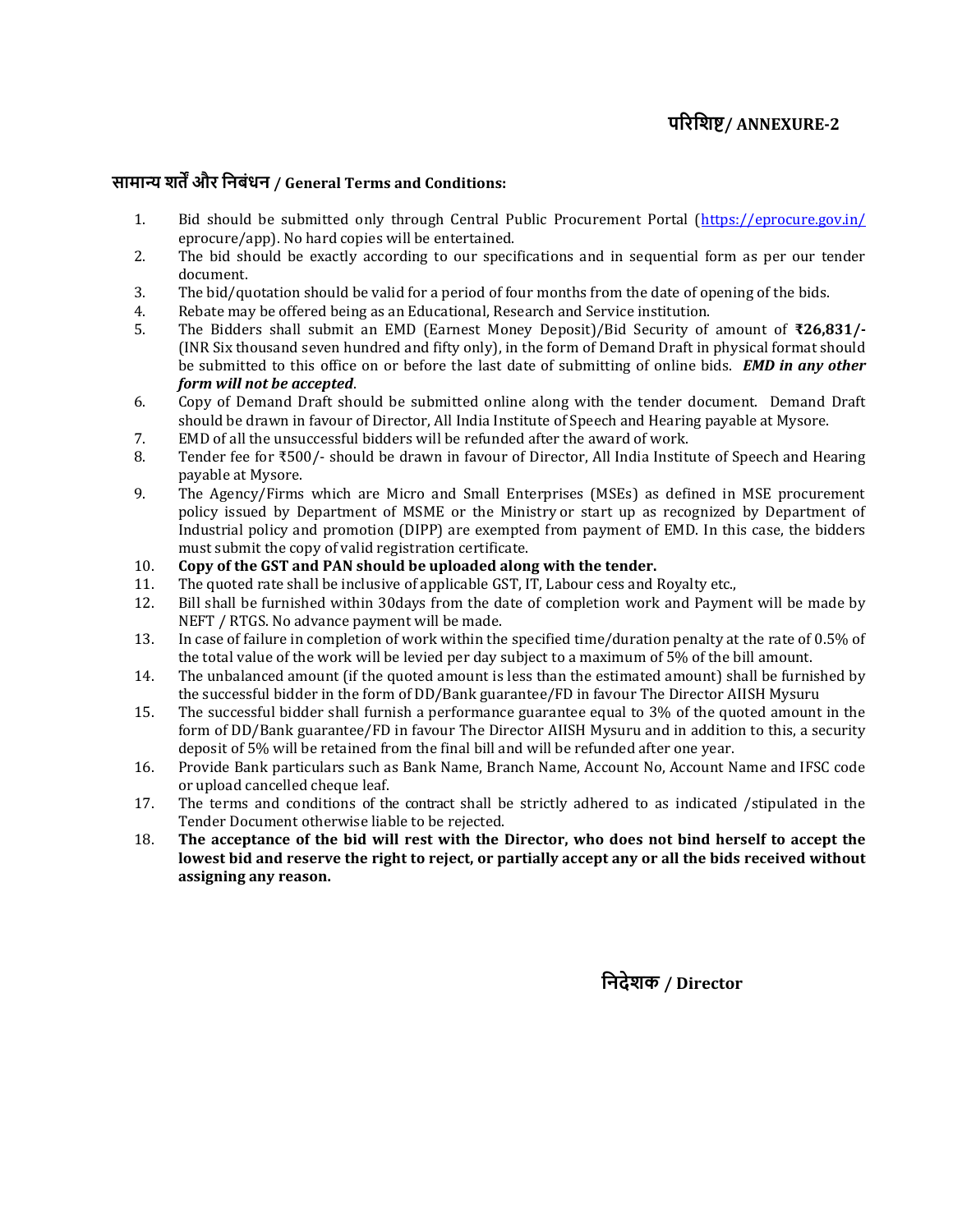# परिशिष्ट/ ANNEXURE-2

## सामान्य शर्तें और निबंधन / General Terms and Conditions:

1. Bid should be submitted only through Central Public Procurement Portal (https://eprocure.gov.in/eprocure/app). No hard copies will be entertained.
2. The bid should be exactly according to our specifications and in sequential form as per our tender document.
3. The bid/quotation should be valid for a period of four months from the date of opening of the bids.
4. Rebate may be offered being as an Educational, Research and Service institution.
5. The Bidders shall submit an EMD (Earnest Money Deposit)/Bid Security of amount of **₹26,831/-** (INR Six thousand seven hundred and fifty only), in the form of Demand Draft in physical format should be submitted to this office on or before the last date of submitting of online bids. ***EMD in any other form will not be accepted***.
6. Copy of Demand Draft should be submitted online along with the tender document. Demand Draft should be drawn in favour of Director, All India Institute of Speech and Hearing payable at Mysore.
7. EMD of all the unsuccessful bidders will be refunded after the award of work.
8. Tender fee for ₹500/- should be drawn in favour of Director, All India Institute of Speech and Hearing payable at Mysore.
9. The Agency/Firms which are Micro and Small Enterprises (MSEs) as defined in MSE procurement policy issued by Department of MSME or the Ministry or start up as recognized by Department of Industrial policy and promotion (DIPP) are exempted from payment of EMD. In this case, the bidders must submit the copy of valid registration certificate.
10. **Copy of the GST and PAN should be uploaded along with the tender.**
11. The quoted rate shall be inclusive of applicable GST, IT, Labour cess and Royalty etc.,
12. Bill shall be furnished within 30days from the date of completion work and Payment will be made by NEFT / RTGS. No advance payment will be made.
13. In case of failure in completion of work within the specified time/duration penalty at the rate of 0.5% of the total value of the work will be levied per day subject to a maximum of 5% of the bill amount.
14. The unbalanced amount (if the quoted amount is less than the estimated amount) shall be furnished by the successful bidder in the form of DD/Bank guarantee/FD in favour The Director AIISH Mysuru
15. The successful bidder shall furnish a performance guarantee equal to 3% of the quoted amount in the form of DD/Bank guarantee/FD in favour The Director AIISH Mysuru and in addition to this, a security deposit of 5% will be retained from the final bill and will be refunded after one year.
16. Provide Bank particulars such as Bank Name, Branch Name, Account No, Account Name and IFSC code or upload cancelled cheque leaf.
17. The terms and conditions of the contract shall be strictly adhered to as indicated /stipulated in the Tender Document otherwise liable to be rejected.
18. **The acceptance of the bid will rest with the Director, who does not bind herself to accept the lowest bid and reserve the right to reject, or partially accept any or all the bids received without assigning any reason.**

**निदेशक / Director**